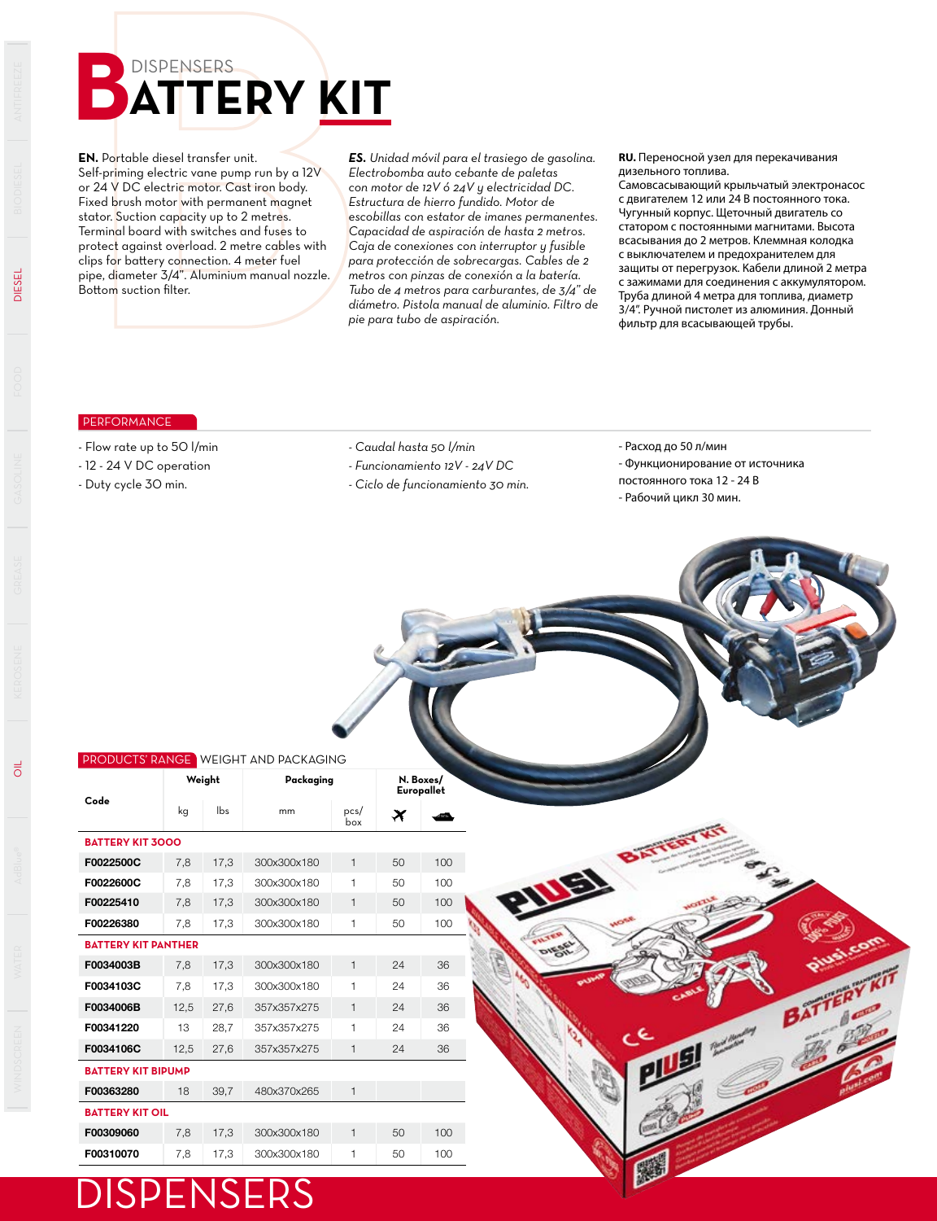DISPENSERS

# BATTERY KIT

**EN.** Portable diesel transfer unit. Self-priming electric vane pump run by a 12V or 24 V DC electric motor. Cast iron body. Fixed brush motor with permanent magnet stator. Suction capacity up to 2 metres. Terminal board with switches and fuses to protect against overload. 2 metre cables with clips for battery connection. 4 meter fuel pipe, diameter 3/4". Aluminium manual nozzle. Bottom suction filter.

***ES.** Unidad móvil para el trasiego de gasolina. Electrobomba auto cebante de paletas con motor de 12V ó 24V y electricidad DC. Estructura de hierro fundido. Motor de escobillas con estator de imanes permanentes. Capacidad de aspiración de hasta 2 metros. Caja de conexiones con interruptor y fusible para protección de sobrecargas. Cables de 2 metros con pinzas de conexión a la batería. Tubo de 4 metros para carburantes, de 3/4" de diámetro. Pistola manual de aluminio. Filtro de pie para tubo de aspiración.*

**RU.** Переносной узел для перекачивания дизельного топлива. Самовсасывающий крыльчатый электронасос с двигателем 12 или 24 В постоянного тока. Чугунный корпус. Щеточный двигатель со статором с постоянными магнитами. Высота всасывания до 2 метров. Клеммная колодка с выключателем и предохранителем для защиты от перегрузок. Кабели длиной 2 метра с зажимами для соединения с аккумулятором. Труба длиной 4 метра для топлива, диаметр 3/4". Ручной пистолет из алюминия. Донный фильтр для всасывающей трубы.

## PERFORMANCE

- Flow rate up to 50 l/min
- 12 - 24 V DC operation
- Duty cycle 30 min.

- *Caudal hasta 50 l/min*
- *Funcionamiento 12V - 24V DC*
- *Ciclo de funcionamiento 30 min.*

- Расход до 50 л/мин
- Функционирование от источника постоянного тока 12 - 24 В
- Рабочий цикл 30 мин.

## PRODUCTS' RANGE WEIGHT AND PACKAGING

| Code | Weight | | Packaging | | N. Boxes/ Europallet | |
|---|---|---|---|---|---|---|
| | kg | lbs | mm | pcs/ box | ✈ | 🚢 |
| **BATTERY KIT 3000** | | | | | | |
| **F0022500C** | 7,8 | 17,3 | 300x300x180 | 1 | 50 | 100 |
| **F0022600C** | 7,8 | 17,3 | 300x300x180 | 1 | 50 | 100 |
| **F00225410** | 7,8 | 17,3 | 300x300x180 | 1 | 50 | 100 |
| **F00226380** | 7,8 | 17,3 | 300x300x180 | 1 | 50 | 100 |
| **BATTERY KIT PANTHER** | | | | | | |
| **F0034003B** | 7,8 | 17,3 | 300x300x180 | 1 | 24 | 36 |
| **F0034103C** | 7,8 | 17,3 | 300x300x180 | 1 | 24 | 36 |
| **F0034006B** | 12,5 | 27,6 | 357x357x275 | 1 | 24 | 36 |
| **F00341220** | 13 | 28,7 | 357x357x275 | 1 | 24 | 36 |
| **F0034106C** | 12,5 | 27,6 | 357x357x275 | 1 | 24 | 36 |
| **BATTERY KIT BIPUMP** | | | | | | |
| **F00363280** | 18 | 39,7 | 480x370x265 | 1 | | |
| **BATTERY KIT OIL** | | | | | | |
| **F00309060** | 7,8 | 17,3 | 300x300x180 | 1 | 50 | 100 |
| **F00310070** | 7,8 | 17,3 | 300x300x180 | 1 | 50 | 100 |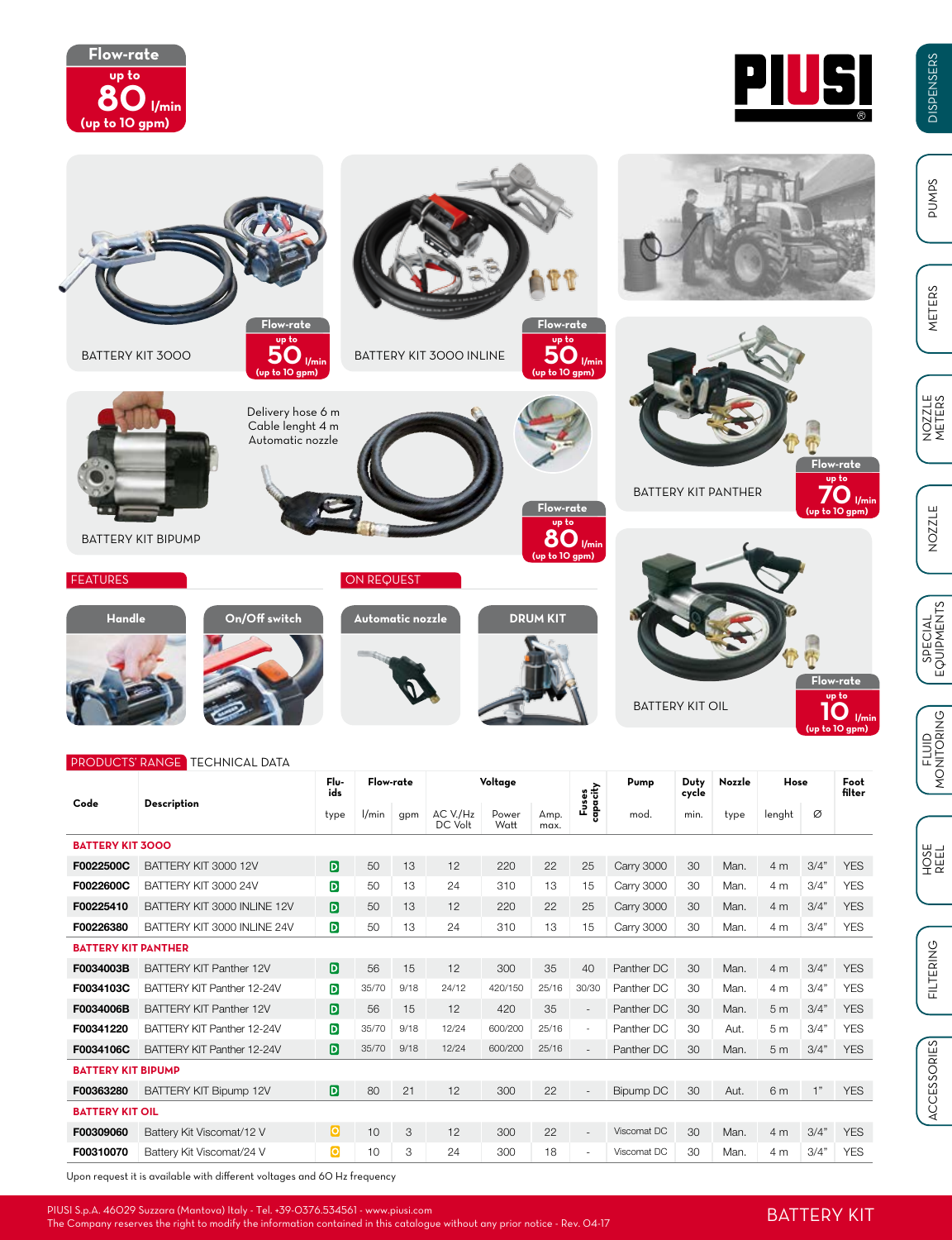Flow-rate up to 80 l/min (up to 10 gpm)

BATTERY KIT 3000

Flow-rate up to 50 l/min (up to 10 gpm)

BATTERY KIT 3000 INLINE

Flow-rate up to 50 l/min (up to 10 gpm)

BATTERY KIT PANTHER

Flow-rate up to 70 l/min (up to 10 gpm)

Delivery hose 6 m
Cable lenght 4 m
Automatic nozzle

BATTERY KIT BIPUMP

Flow-rate up to 80 l/min (up to 10 gpm)

BATTERY KIT OIL

Flow-rate up to 10 l/min (up to 10 gpm)

## FEATURES

- Handle
- On/Off switch

## ON REQUEST

- Automatic nozzle
- DRUM KIT

## PRODUCTS' RANGE TECHNICAL DATA

| Code | Description | Fluids | Flow-rate | | Voltage | | | Fuses capacity | Pump | Duty cycle | Nozzle | Hose | | Foot filter |
|---|---|---|---|---|---|---|---|---|---|---|---|---|---|---|
| | | type | l/min | gpm | AC V./Hz DC Volt | Power Watt | Amp. max. | | mod. | min. | type | lenght | Ø | |
| **BATTERY KIT 3000** | | | | | | | | | | | | | | |
| **F0022500C** | BATTERY KIT 3000 12V | D | 50 | 13 | 12 | 220 | 22 | 25 | Carry 3000 | 30 | Man. | 4 m | 3/4" | YES |
| **F0022600C** | BATTERY KIT 3000 24V | D | 50 | 13 | 24 | 310 | 13 | 15 | Carry 3000 | 30 | Man. | 4 m | 3/4" | YES |
| **F00225410** | BATTERY KIT 3000 INLINE 12V | D | 50 | 13 | 12 | 220 | 22 | 25 | Carry 3000 | 30 | Man. | 4 m | 3/4" | YES |
| **F00226380** | BATTERY KIT 3000 INLINE 24V | D | 50 | 13 | 24 | 310 | 13 | 15 | Carry 3000 | 30 | Man. | 4 m | 3/4" | YES |
| **BATTERY KIT PANTHER** | | | | | | | | | | | | | | |
| **F0034003B** | BATTERY KIT Panther 12V | D | 56 | 15 | 12 | 300 | 35 | 40 | Panther DC | 30 | Man. | 4 m | 3/4" | YES |
| **F0034103C** | BATTERY KIT Panther 12-24V | D | 35/70 | 9/18 | 24/12 | 420/150 | 25/16 | 30/30 | Panther DC | 30 | Man. | 4 m | 3/4" | YES |
| **F0034006B** | BATTERY KIT Panther 12V | D | 56 | 15 | 12 | 420 | 35 | - | Panther DC | 30 | Man. | 5 m | 3/4" | YES |
| **F00341220** | BATTERY KIT Panther 12-24V | D | 35/70 | 9/18 | 12/24 | 600/200 | 25/16 | - | Panther DC | 30 | Aut. | 5 m | 3/4" | YES |
| **F0034106C** | BATTERY KIT Panther 12-24V | D | 35/70 | 9/18 | 12/24 | 600/200 | 25/16 | - | Panther DC | 30 | Man. | 5 m | 3/4" | YES |
| **BATTERY KIT BIPUMP** | | | | | | | | | | | | | | |
| **F00363280** | BATTERY KIT Bipump 12V | D | 80 | 21 | 12 | 300 | 22 | - | Bipump DC | 30 | Aut. | 6 m | 1" | YES |
| **BATTERY KIT OIL** | | | | | | | | | | | | | | |
| **F00309060** | Battery Kit Viscomat/12 V | O | 10 | 3 | 12 | 300 | 22 | - | Viscomat DC | 30 | Man. | 4 m | 3/4" | YES |
| **F00310070** | Battery Kit Viscomat/24 V | O | 10 | 3 | 24 | 300 | 18 | - | Viscomat DC | 30 | Man. | 4 m | 3/4" | YES |

Upon request it is available with different voltages and 60 Hz frequency

PIUSI S.p.A. 46029 Suzzara (Mantova) Italy - Tel. +39-0376.534561 - www.piusi.com
The Company reserves the right to modify the information contained in this catalogue without any prior notice - Rev. 04-17